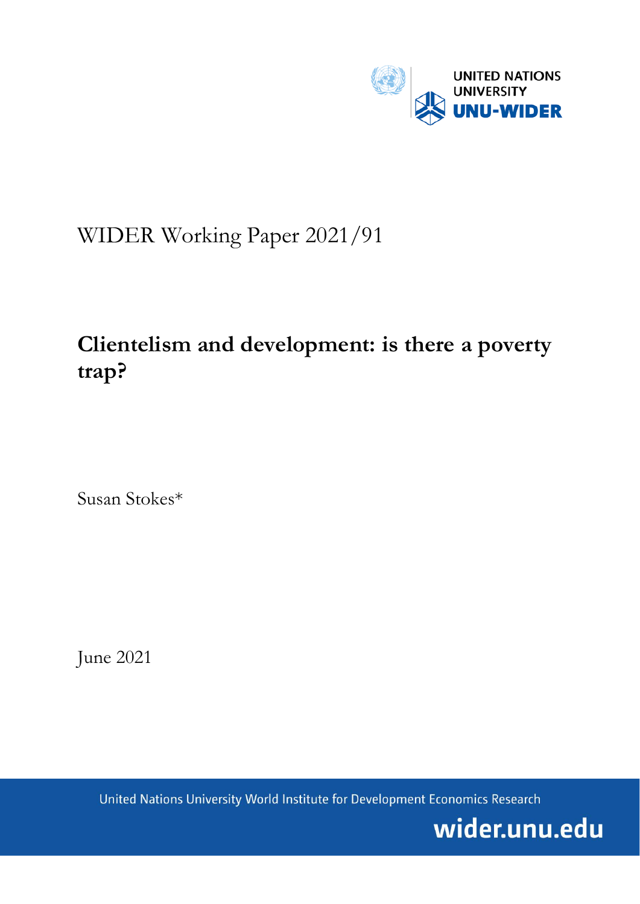UNITED NATIONS UNIVERSITY
UNU-WIDER

WIDER Working Paper 2021/91

# Clientelism and development: is there a poverty trap?

Susan Stokes*

June 2021

United Nations University World Institute for Development Economics Research

wider.unu.edu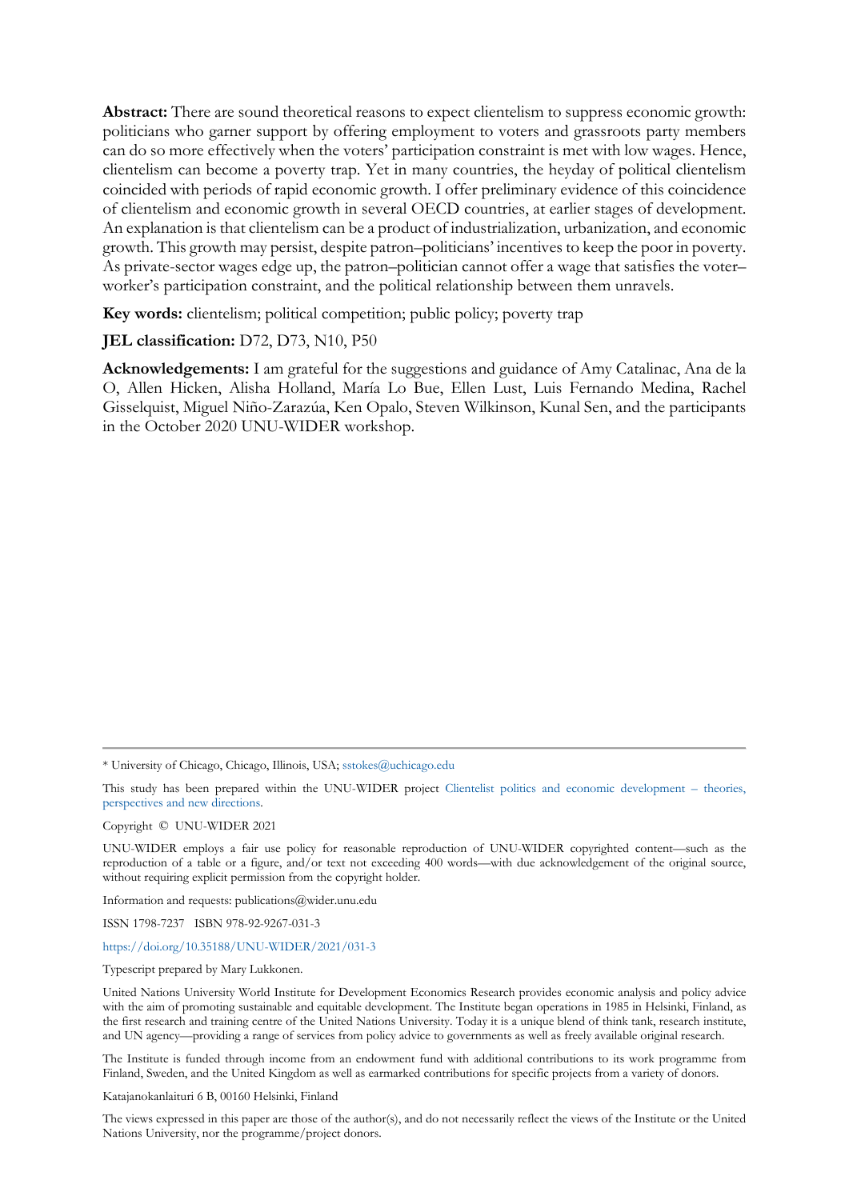**Abstract:** There are sound theoretical reasons to expect clientelism to suppress economic growth: politicians who garner support by offering employment to voters and grassroots party members can do so more effectively when the voters' participation constraint is met with low wages. Hence, clientelism can become a poverty trap. Yet in many countries, the heyday of political clientelism coincided with periods of rapid economic growth. I offer preliminary evidence of this coincidence of clientelism and economic growth in several OECD countries, at earlier stages of development. An explanation is that clientelism can be a product of industrialization, urbanization, and economic growth. This growth may persist, despite patron–politicians' incentives to keep the poor in poverty. As private-sector wages edge up, the patron–politician cannot offer a wage that satisfies the voter–worker's participation constraint, and the political relationship between them unravels.

**Key words:** clientelism; political competition; public policy; poverty trap

**JEL classification:** D72, D73, N10, P50

**Acknowledgements:** I am grateful for the suggestions and guidance of Amy Catalinac, Ana de la O, Allen Hicken, Alisha Holland, María Lo Bue, Ellen Lust, Luis Fernando Medina, Rachel Gisselquist, Miguel Niño-Zarazúa, Ken Opalo, Steven Wilkinson, Kunal Sen, and the participants in the October 2020 UNU-WIDER workshop.

---

\* University of Chicago, Chicago, Illinois, USA; sstokes@uchicago.edu

This study has been prepared within the UNU-WIDER project Clientelist politics and economic development – theories, perspectives and new directions.

Copyright © UNU-WIDER 2021

UNU-WIDER employs a fair use policy for reasonable reproduction of UNU-WIDER copyrighted content—such as the reproduction of a table or a figure, and/or text not exceeding 400 words—with due acknowledgement of the original source, without requiring explicit permission from the copyright holder.

Information and requests: publications@wider.unu.edu

ISSN 1798-7237 ISBN 978-92-9267-031-3

https://doi.org/10.35188/UNU-WIDER/2021/031-3

Typescript prepared by Mary Lukkonen.

United Nations University World Institute for Development Economics Research provides economic analysis and policy advice with the aim of promoting sustainable and equitable development. The Institute began operations in 1985 in Helsinki, Finland, as the first research and training centre of the United Nations University. Today it is a unique blend of think tank, research institute, and UN agency—providing a range of services from policy advice to governments as well as freely available original research.

The Institute is funded through income from an endowment fund with additional contributions to its work programme from Finland, Sweden, and the United Kingdom as well as earmarked contributions for specific projects from a variety of donors.

Katajanokanlaituri 6 B, 00160 Helsinki, Finland

The views expressed in this paper are those of the author(s), and do not necessarily reflect the views of the Institute or the United Nations University, nor the programme/project donors.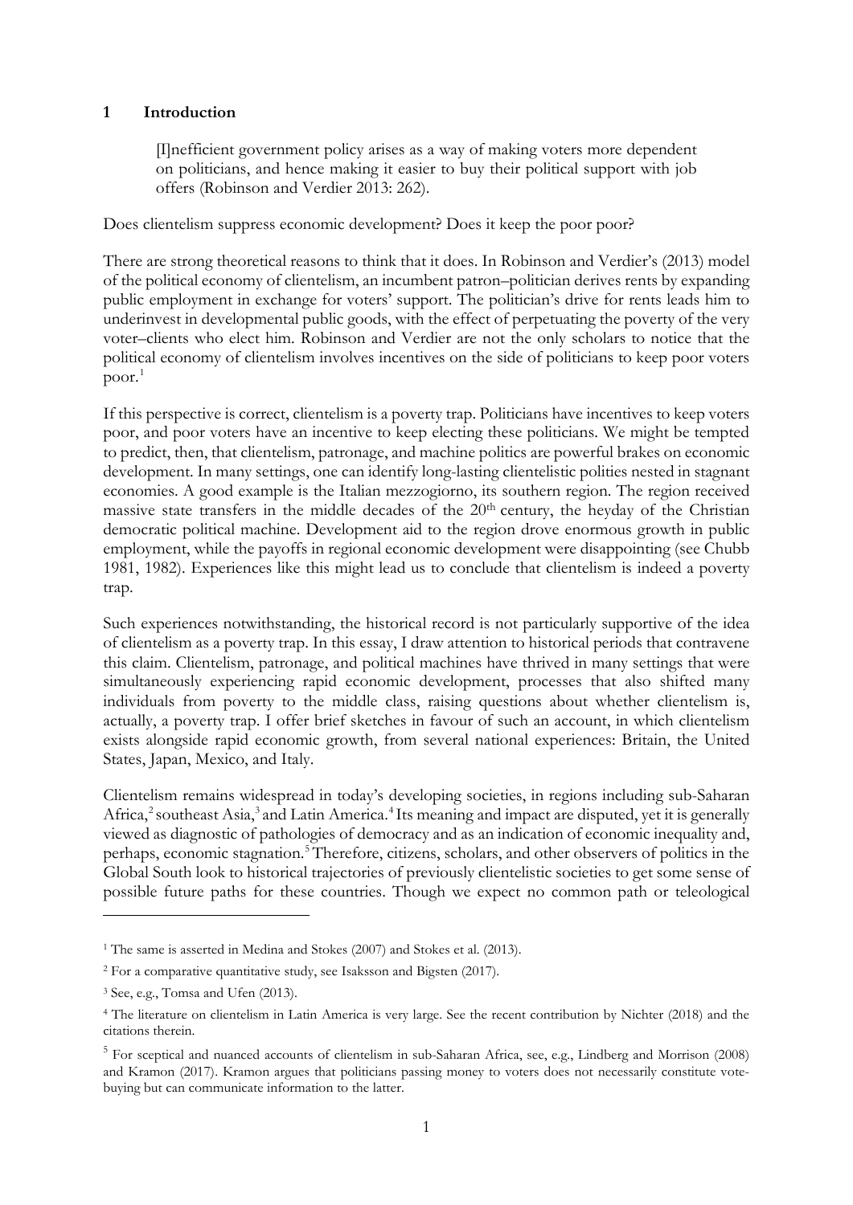## 1 Introduction

> [I]nefficient government policy arises as a way of making voters more dependent on politicians, and hence making it easier to buy their political support with job offers (Robinson and Verdier 2013: 262).

Does clientelism suppress economic development? Does it keep the poor poor?

There are strong theoretical reasons to think that it does. In Robinson and Verdier's (2013) model of the political economy of clientelism, an incumbent patron–politician derives rents by expanding public employment in exchange for voters' support. The politician's drive for rents leads him to underinvest in developmental public goods, with the effect of perpetuating the poverty of the very voter–clients who elect him. Robinson and Verdier are not the only scholars to notice that the political economy of clientelism involves incentives on the side of politicians to keep poor voters poor.[1]

If this perspective is correct, clientelism is a poverty trap. Politicians have incentives to keep voters poor, and poor voters have an incentive to keep electing these politicians. We might be tempted to predict, then, that clientelism, patronage, and machine politics are powerful brakes on economic development. In many settings, one can identify long-lasting clientelistic polities nested in stagnant economies. A good example is the Italian mezzogiorno, its southern region. The region received massive state transfers in the middle decades of the 20th century, the heyday of the Christian democratic political machine. Development aid to the region drove enormous growth in public employment, while the payoffs in regional economic development were disappointing (see Chubb 1981, 1982). Experiences like this might lead us to conclude that clientelism is indeed a poverty trap.

Such experiences notwithstanding, the historical record is not particularly supportive of the idea of clientelism as a poverty trap. In this essay, I draw attention to historical periods that contravene this claim. Clientelism, patronage, and political machines have thrived in many settings that were simultaneously experiencing rapid economic development, processes that also shifted many individuals from poverty to the middle class, raising questions about whether clientelism is, actually, a poverty trap. I offer brief sketches in favour of such an account, in which clientelism exists alongside rapid economic growth, from several national experiences: Britain, the United States, Japan, Mexico, and Italy.

Clientelism remains widespread in today's developing societies, in regions including sub-Saharan Africa,[2] southeast Asia,[3] and Latin America.[4] Its meaning and impact are disputed, yet it is generally viewed as diagnostic of pathologies of democracy and as an indication of economic inequality and, perhaps, economic stagnation.[5] Therefore, citizens, scholars, and other observers of politics in the Global South look to historical trajectories of previously clientelistic societies to get some sense of possible future paths for these countries. Though we expect no common path or teleological

---

[1] The same is asserted in Medina and Stokes (2007) and Stokes et al. (2013).

[2] For a comparative quantitative study, see Isaksson and Bigsten (2017).

[3] See, e.g., Tomsa and Ufen (2013).

[4] The literature on clientelism in Latin America is very large. See the recent contribution by Nichter (2018) and the citations therein.

[5] For sceptical and nuanced accounts of clientelism in sub-Saharan Africa, see, e.g., Lindberg and Morrison (2008) and Kramon (2017). Kramon argues that politicians passing money to voters does not necessarily constitute vote-buying but can communicate information to the latter.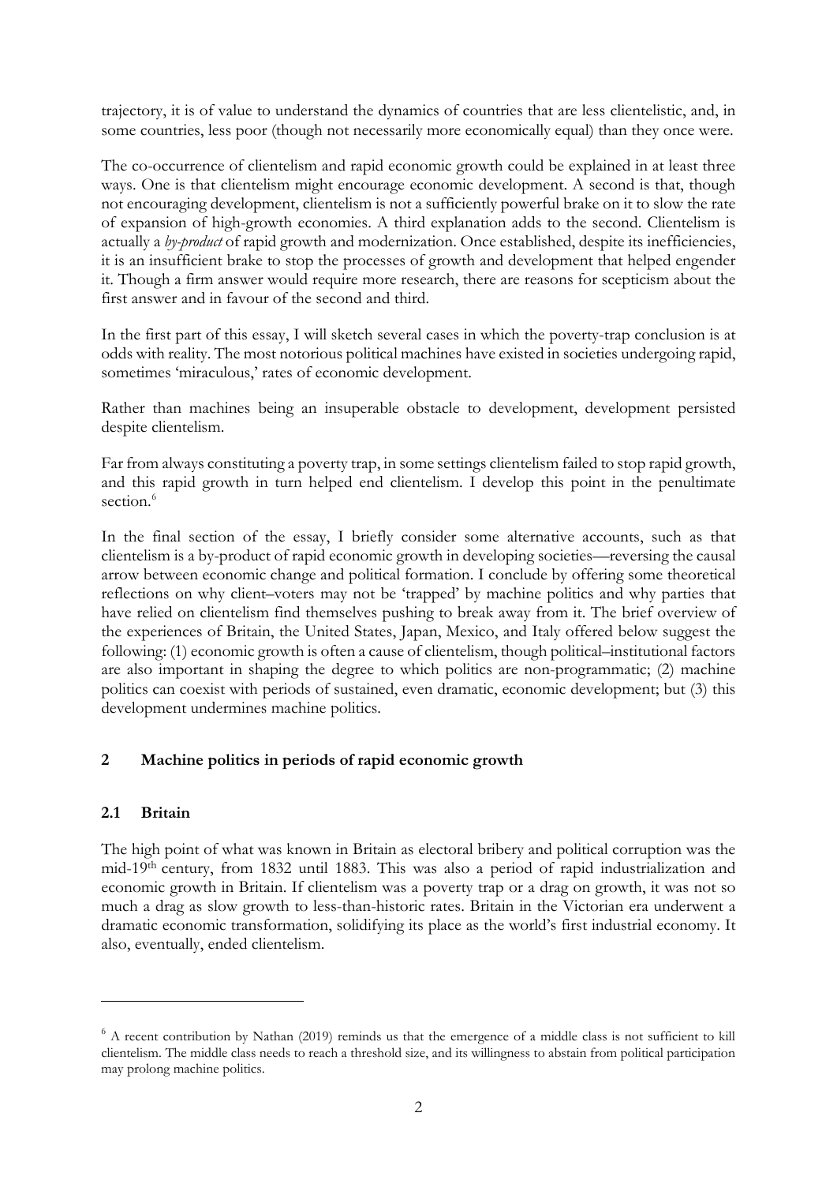trajectory, it is of value to understand the dynamics of countries that are less clientelistic, and, in some countries, less poor (though not necessarily more economically equal) than they once were.

The co-occurrence of clientelism and rapid economic growth could be explained in at least three ways. One is that clientelism might encourage economic development. A second is that, though not encouraging development, clientelism is not a sufficiently powerful brake on it to slow the rate of expansion of high-growth economies. A third explanation adds to the second. Clientelism is actually a *by-product* of rapid growth and modernization. Once established, despite its inefficiencies, it is an insufficient brake to stop the processes of growth and development that helped engender it. Though a firm answer would require more research, there are reasons for scepticism about the first answer and in favour of the second and third.

In the first part of this essay, I will sketch several cases in which the poverty-trap conclusion is at odds with reality. The most notorious political machines have existed in societies undergoing rapid, sometimes 'miraculous,' rates of economic development.

Rather than machines being an insuperable obstacle to development, development persisted despite clientelism.

Far from always constituting a poverty trap, in some settings clientelism failed to stop rapid growth, and this rapid growth in turn helped end clientelism. I develop this point in the penultimate section.[6]

In the final section of the essay, I briefly consider some alternative accounts, such as that clientelism is a by-product of rapid economic growth in developing societies—reversing the causal arrow between economic change and political formation. I conclude by offering some theoretical reflections on why client–voters may not be 'trapped' by machine politics and why parties that have relied on clientelism find themselves pushing to break away from it. The brief overview of the experiences of Britain, the United States, Japan, Mexico, and Italy offered below suggest the following: (1) economic growth is often a cause of clientelism, though political–institutional factors are also important in shaping the degree to which politics are non-programmatic; (2) machine politics can coexist with periods of sustained, even dramatic, economic development; but (3) this development undermines machine politics.

## 2 Machine politics in periods of rapid economic growth

### 2.1 Britain

The high point of what was known in Britain as electoral bribery and political corruption was the mid-19th century, from 1832 until 1883. This was also a period of rapid industrialization and economic growth in Britain. If clientelism was a poverty trap or a drag on growth, it was not so much a drag as slow growth to less-than-historic rates. Britain in the Victorian era underwent a dramatic economic transformation, solidifying its place as the world's first industrial economy. It also, eventually, ended clientelism.

[6] A recent contribution by Nathan (2019) reminds us that the emergence of a middle class is not sufficient to kill clientelism. The middle class needs to reach a threshold size, and its willingness to abstain from political participation may prolong machine politics.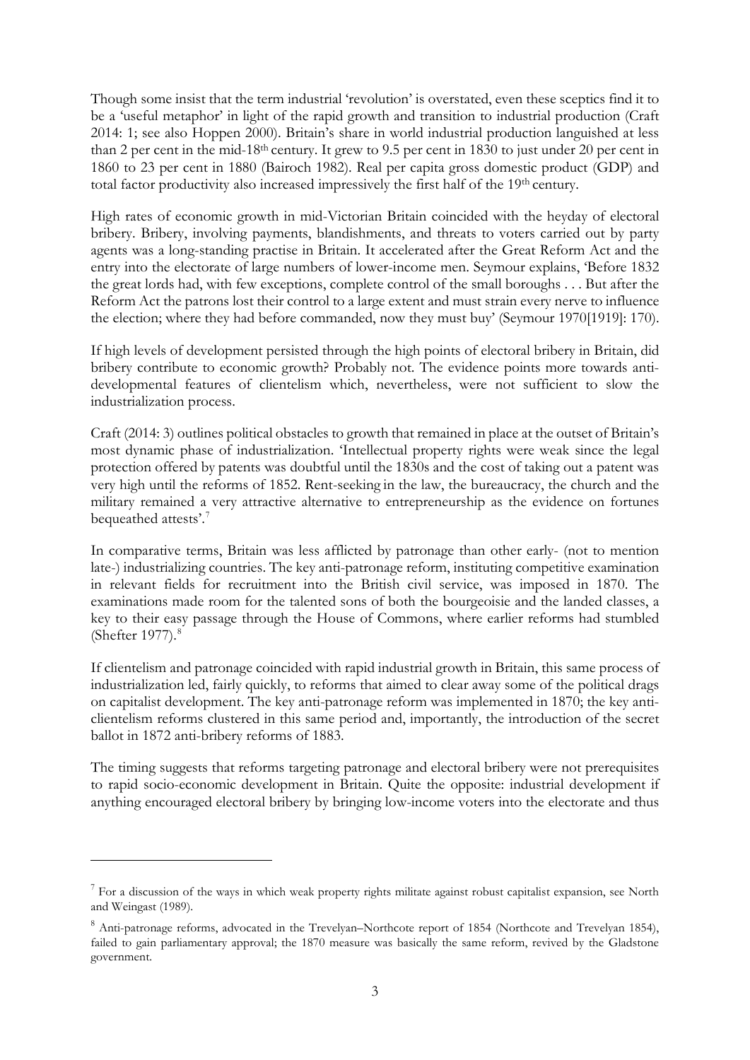Though some insist that the term industrial 'revolution' is overstated, even these sceptics find it to be a 'useful metaphor' in light of the rapid growth and transition to industrial production (Craft 2014: 1; see also Hoppen 2000). Britain's share in world industrial production languished at less than 2 per cent in the mid-18th century. It grew to 9.5 per cent in 1830 to just under 20 per cent in 1860 to 23 per cent in 1880 (Bairoch 1982). Real per capita gross domestic product (GDP) and total factor productivity also increased impressively the first half of the 19th century.

High rates of economic growth in mid-Victorian Britain coincided with the heyday of electoral bribery. Bribery, involving payments, blandishments, and threats to voters carried out by party agents was a long-standing practise in Britain. It accelerated after the Great Reform Act and the entry into the electorate of large numbers of lower-income men. Seymour explains, 'Before 1832 the great lords had, with few exceptions, complete control of the small boroughs . . . But after the Reform Act the patrons lost their control to a large extent and must strain every nerve to influence the election; where they had before commanded, now they must buy' (Seymour 1970[1919]: 170).

If high levels of development persisted through the high points of electoral bribery in Britain, did bribery contribute to economic growth? Probably not. The evidence points more towards anti-developmental features of clientelism which, nevertheless, were not sufficient to slow the industrialization process.

Craft (2014: 3) outlines political obstacles to growth that remained in place at the outset of Britain's most dynamic phase of industrialization. 'Intellectual property rights were weak since the legal protection offered by patents was doubtful until the 1830s and the cost of taking out a patent was very high until the reforms of 1852. Rent-seeking in the law, the bureaucracy, the church and the military remained a very attractive alternative to entrepreneurship as the evidence on fortunes bequeathed attests'.[7]

In comparative terms, Britain was less afflicted by patronage than other early- (not to mention late-) industrializing countries. The key anti-patronage reform, instituting competitive examination in relevant fields for recruitment into the British civil service, was imposed in 1870. The examinations made room for the talented sons of both the bourgeoisie and the landed classes, a key to their easy passage through the House of Commons, where earlier reforms had stumbled (Shefter 1977).[8]

If clientelism and patronage coincided with rapid industrial growth in Britain, this same process of industrialization led, fairly quickly, to reforms that aimed to clear away some of the political drags on capitalist development. The key anti-patronage reform was implemented in 1870; the key anti-clientelism reforms clustered in this same period and, importantly, the introduction of the secret ballot in 1872 anti-bribery reforms of 1883.

The timing suggests that reforms targeting patronage and electoral bribery were not prerequisites to rapid socio-economic development in Britain. Quite the opposite: industrial development if anything encouraged electoral bribery by bringing low-income voters into the electorate and thus

---

[7] For a discussion of the ways in which weak property rights militate against robust capitalist expansion, see North and Weingast (1989).

[8] Anti-patronage reforms, advocated in the Trevelyan–Northcote report of 1854 (Northcote and Trevelyan 1854), failed to gain parliamentary approval; the 1870 measure was basically the same reform, revived by the Gladstone government.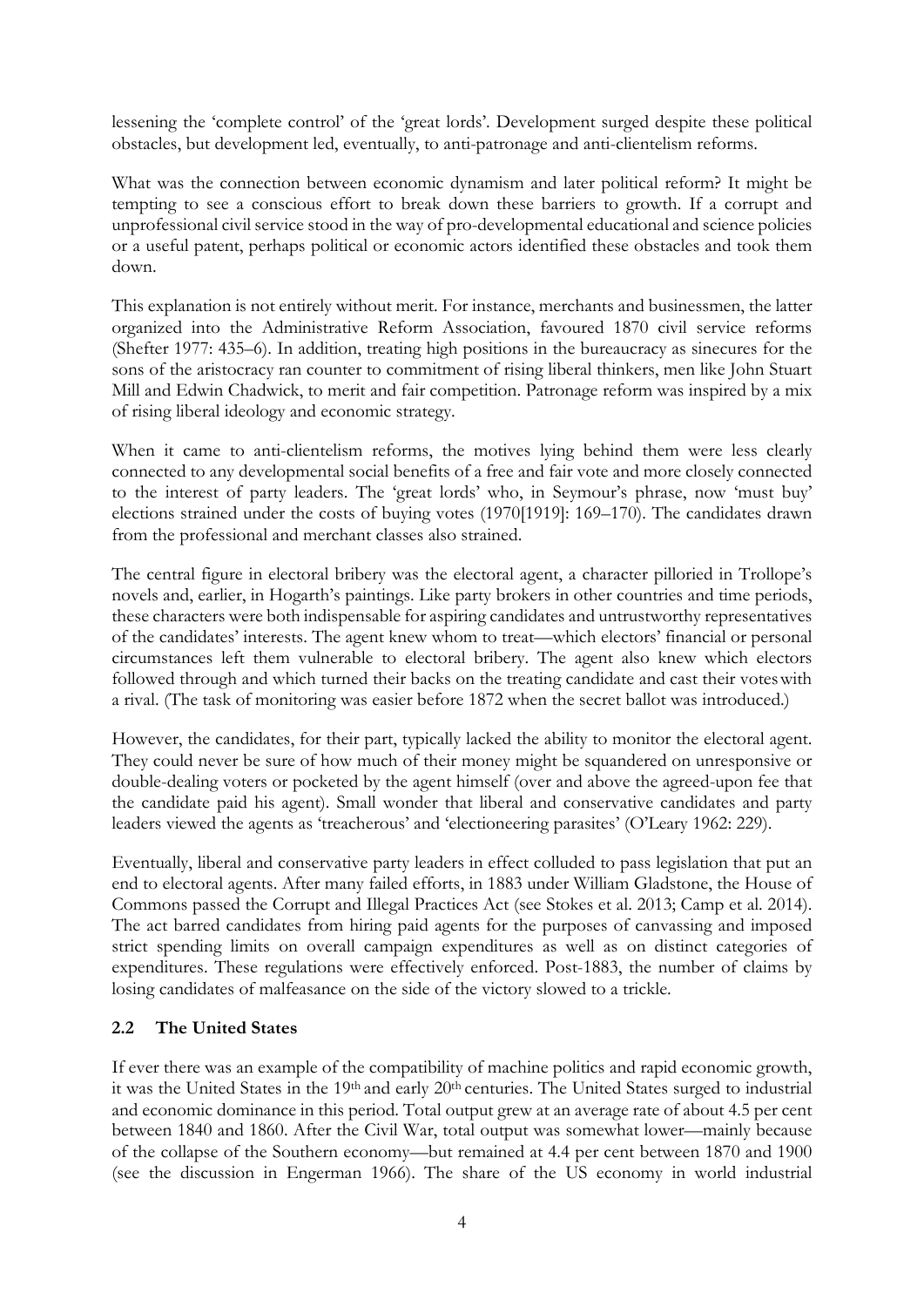lessening the 'complete control' of the 'great lords'. Development surged despite these political obstacles, but development led, eventually, to anti-patronage and anti-clientelism reforms.

What was the connection between economic dynamism and later political reform? It might be tempting to see a conscious effort to break down these barriers to growth. If a corrupt and unprofessional civil service stood in the way of pro-developmental educational and science policies or a useful patent, perhaps political or economic actors identified these obstacles and took them down.

This explanation is not entirely without merit. For instance, merchants and businessmen, the latter organized into the Administrative Reform Association, favoured 1870 civil service reforms (Shefter 1977: 435–6). In addition, treating high positions in the bureaucracy as sinecures for the sons of the aristocracy ran counter to commitment of rising liberal thinkers, men like John Stuart Mill and Edwin Chadwick, to merit and fair competition. Patronage reform was inspired by a mix of rising liberal ideology and economic strategy.

When it came to anti-clientelism reforms, the motives lying behind them were less clearly connected to any developmental social benefits of a free and fair vote and more closely connected to the interest of party leaders. The 'great lords' who, in Seymour's phrase, now 'must buy' elections strained under the costs of buying votes (1970[1919]: 169–170). The candidates drawn from the professional and merchant classes also strained.

The central figure in electoral bribery was the electoral agent, a character pilloried in Trollope's novels and, earlier, in Hogarth's paintings. Like party brokers in other countries and time periods, these characters were both indispensable for aspiring candidates and untrustworthy representatives of the candidates' interests. The agent knew whom to treat—which electors' financial or personal circumstances left them vulnerable to electoral bribery. The agent also knew which electors followed through and which turned their backs on the treating candidate and cast their votes with a rival. (The task of monitoring was easier before 1872 when the secret ballot was introduced.)

However, the candidates, for their part, typically lacked the ability to monitor the electoral agent. They could never be sure of how much of their money might be squandered on unresponsive or double-dealing voters or pocketed by the agent himself (over and above the agreed-upon fee that the candidate paid his agent). Small wonder that liberal and conservative candidates and party leaders viewed the agents as 'treacherous' and 'electioneering parasites' (O'Leary 1962: 229).

Eventually, liberal and conservative party leaders in effect colluded to pass legislation that put an end to electoral agents. After many failed efforts, in 1883 under William Gladstone, the House of Commons passed the Corrupt and Illegal Practices Act (see Stokes et al. 2013; Camp et al. 2014). The act barred candidates from hiring paid agents for the purposes of canvassing and imposed strict spending limits on overall campaign expenditures as well as on distinct categories of expenditures. These regulations were effectively enforced. Post-1883, the number of claims by losing candidates of malfeasance on the side of the victory slowed to a trickle.

## 2.2 The United States

If ever there was an example of the compatibility of machine politics and rapid economic growth, it was the United States in the 19th and early 20th centuries. The United States surged to industrial and economic dominance in this period. Total output grew at an average rate of about 4.5 per cent between 1840 and 1860. After the Civil War, total output was somewhat lower—mainly because of the collapse of the Southern economy—but remained at 4.4 per cent between 1870 and 1900 (see the discussion in Engerman 1966). The share of the US economy in world industrial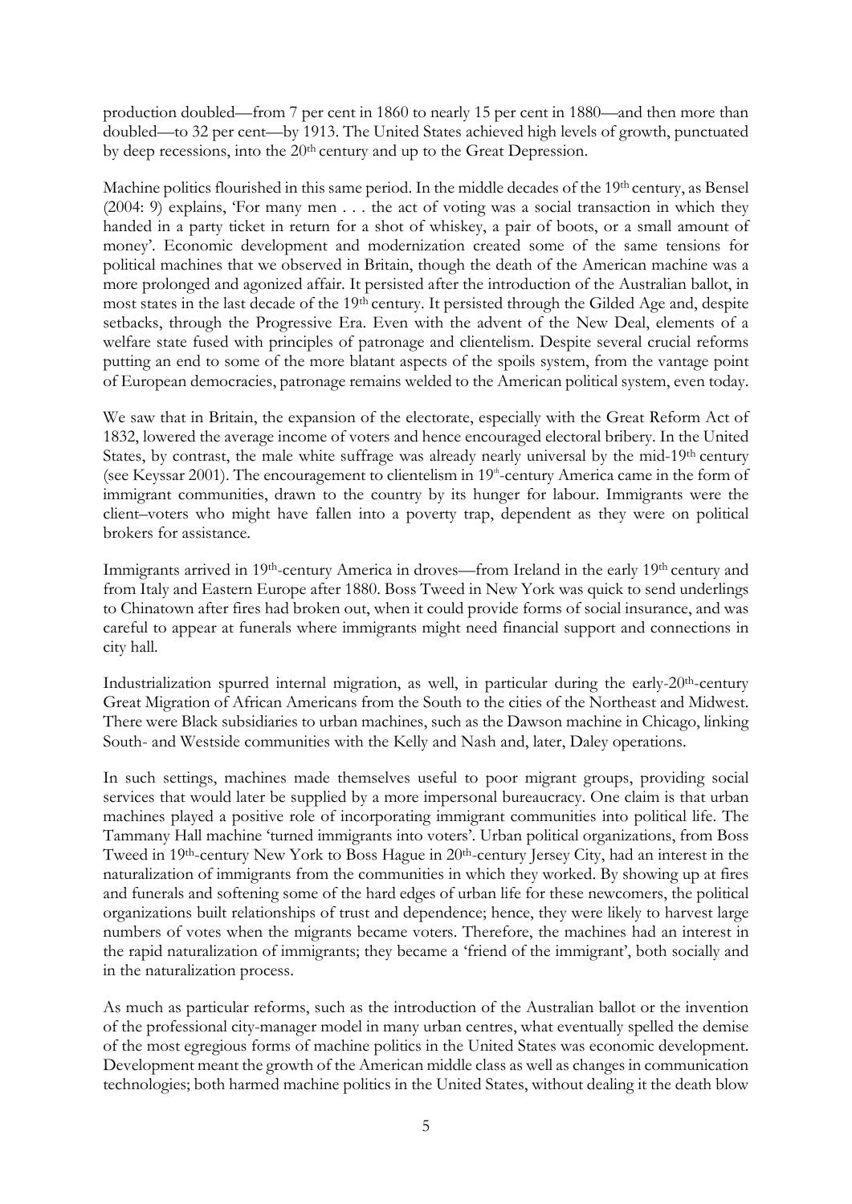production doubled—from 7 per cent in 1860 to nearly 15 per cent in 1880—and then more than doubled—to 32 per cent—by 1913. The United States achieved high levels of growth, punctuated by deep recessions, into the 20th century and up to the Great Depression.

Machine politics flourished in this same period. In the middle decades of the 19th century, as Bensel (2004: 9) explains, 'For many men . . . the act of voting was a social transaction in which they handed in a party ticket in return for a shot of whiskey, a pair of boots, or a small amount of money'. Economic development and modernization created some of the same tensions for political machines that we observed in Britain, though the death of the American machine was a more prolonged and agonized affair. It persisted after the introduction of the Australian ballot, in most states in the last decade of the 19th century. It persisted through the Gilded Age and, despite setbacks, through the Progressive Era. Even with the advent of the New Deal, elements of a welfare state fused with principles of patronage and clientelism. Despite several crucial reforms putting an end to some of the more blatant aspects of the spoils system, from the vantage point of European democracies, patronage remains welded to the American political system, even today.

We saw that in Britain, the expansion of the electorate, especially with the Great Reform Act of 1832, lowered the average income of voters and hence encouraged electoral bribery. In the United States, by contrast, the male white suffrage was already nearly universal by the mid-19th century (see Keyssar 2001). The encouragement to clientelism in 19th-century America came in the form of immigrant communities, drawn to the country by its hunger for labour. Immigrants were the client–voters who might have fallen into a poverty trap, dependent as they were on political brokers for assistance.

Immigrants arrived in 19th-century America in droves—from Ireland in the early 19th century and from Italy and Eastern Europe after 1880. Boss Tweed in New York was quick to send underlings to Chinatown after fires had broken out, when it could provide forms of social insurance, and was careful to appear at funerals where immigrants might need financial support and connections in city hall.

Industrialization spurred internal migration, as well, in particular during the early-20th-century Great Migration of African Americans from the South to the cities of the Northeast and Midwest. There were Black subsidiaries to urban machines, such as the Dawson machine in Chicago, linking South- and Westside communities with the Kelly and Nash and, later, Daley operations.

In such settings, machines made themselves useful to poor migrant groups, providing social services that would later be supplied by a more impersonal bureaucracy. One claim is that urban machines played a positive role of incorporating immigrant communities into political life. The Tammany Hall machine 'turned immigrants into voters'. Urban political organizations, from Boss Tweed in 19th-century New York to Boss Hague in 20th-century Jersey City, had an interest in the naturalization of immigrants from the communities in which they worked. By showing up at fires and funerals and softening some of the hard edges of urban life for these newcomers, the political organizations built relationships of trust and dependence; hence, they were likely to harvest large numbers of votes when the migrants became voters. Therefore, the machines had an interest in the rapid naturalization of immigrants; they became a 'friend of the immigrant', both socially and in the naturalization process.

As much as particular reforms, such as the introduction of the Australian ballot or the invention of the professional city-manager model in many urban centres, what eventually spelled the demise of the most egregious forms of machine politics in the United States was economic development. Development meant the growth of the American middle class as well as changes in communication technologies; both harmed machine politics in the United States, without dealing it the death blow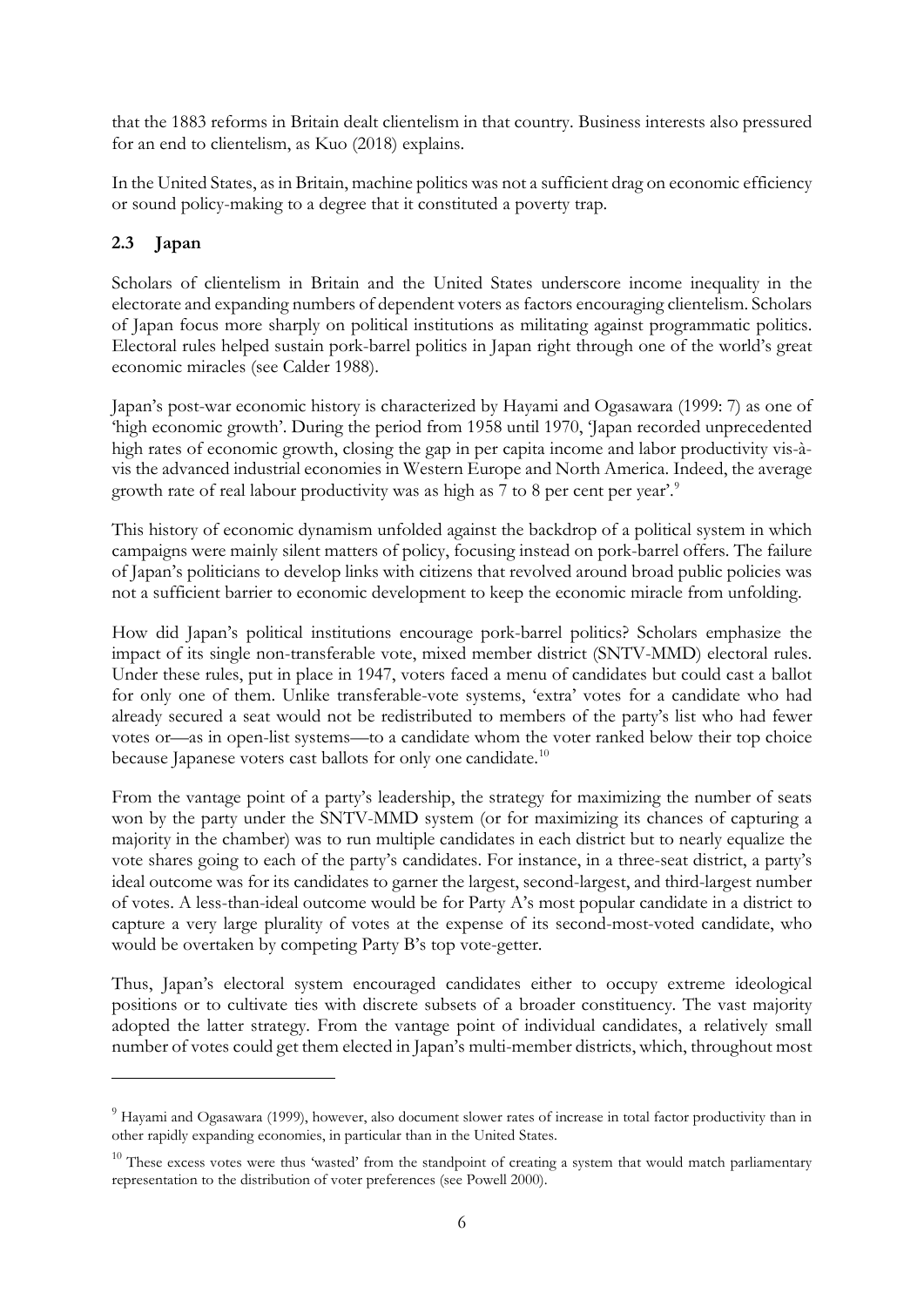that the 1883 reforms in Britain dealt clientelism in that country. Business interests also pressured for an end to clientelism, as Kuo (2018) explains.

In the United States, as in Britain, machine politics was not a sufficient drag on economic efficiency or sound policy-making to a degree that it constituted a poverty trap.

### 2.3 Japan

Scholars of clientelism in Britain and the United States underscore income inequality in the electorate and expanding numbers of dependent voters as factors encouraging clientelism. Scholars of Japan focus more sharply on political institutions as militating against programmatic politics. Electoral rules helped sustain pork-barrel politics in Japan right through one of the world's great economic miracles (see Calder 1988).

Japan's post-war economic history is characterized by Hayami and Ogasawara (1999: 7) as one of 'high economic growth'. During the period from 1958 until 1970, 'Japan recorded unprecedented high rates of economic growth, closing the gap in per capita income and labor productivity vis-à-vis the advanced industrial economies in Western Europe and North America. Indeed, the average growth rate of real labour productivity was as high as 7 to 8 per cent per year'.[9]

This history of economic dynamism unfolded against the backdrop of a political system in which campaigns were mainly silent matters of policy, focusing instead on pork-barrel offers. The failure of Japan's politicians to develop links with citizens that revolved around broad public policies was not a sufficient barrier to economic development to keep the economic miracle from unfolding.

How did Japan's political institutions encourage pork-barrel politics? Scholars emphasize the impact of its single non-transferable vote, mixed member district (SNTV-MMD) electoral rules. Under these rules, put in place in 1947, voters faced a menu of candidates but could cast a ballot for only one of them. Unlike transferable-vote systems, 'extra' votes for a candidate who had already secured a seat would not be redistributed to members of the party's list who had fewer votes or—as in open-list systems—to a candidate whom the voter ranked below their top choice because Japanese voters cast ballots for only one candidate.[10]

From the vantage point of a party's leadership, the strategy for maximizing the number of seats won by the party under the SNTV-MMD system (or for maximizing its chances of capturing a majority in the chamber) was to run multiple candidates in each district but to nearly equalize the vote shares going to each of the party's candidates. For instance, in a three-seat district, a party's ideal outcome was for its candidates to garner the largest, second-largest, and third-largest number of votes. A less-than-ideal outcome would be for Party A's most popular candidate in a district to capture a very large plurality of votes at the expense of its second-most-voted candidate, who would be overtaken by competing Party B's top vote-getter.

Thus, Japan's electoral system encouraged candidates either to occupy extreme ideological positions or to cultivate ties with discrete subsets of a broader constituency. The vast majority adopted the latter strategy. From the vantage point of individual candidates, a relatively small number of votes could get them elected in Japan's multi-member districts, which, throughout most

---

[9] Hayami and Ogasawara (1999), however, also document slower rates of increase in total factor productivity than in other rapidly expanding economies, in particular than in the United States.

[10] These excess votes were thus 'wasted' from the standpoint of creating a system that would match parliamentary representation to the distribution of voter preferences (see Powell 2000).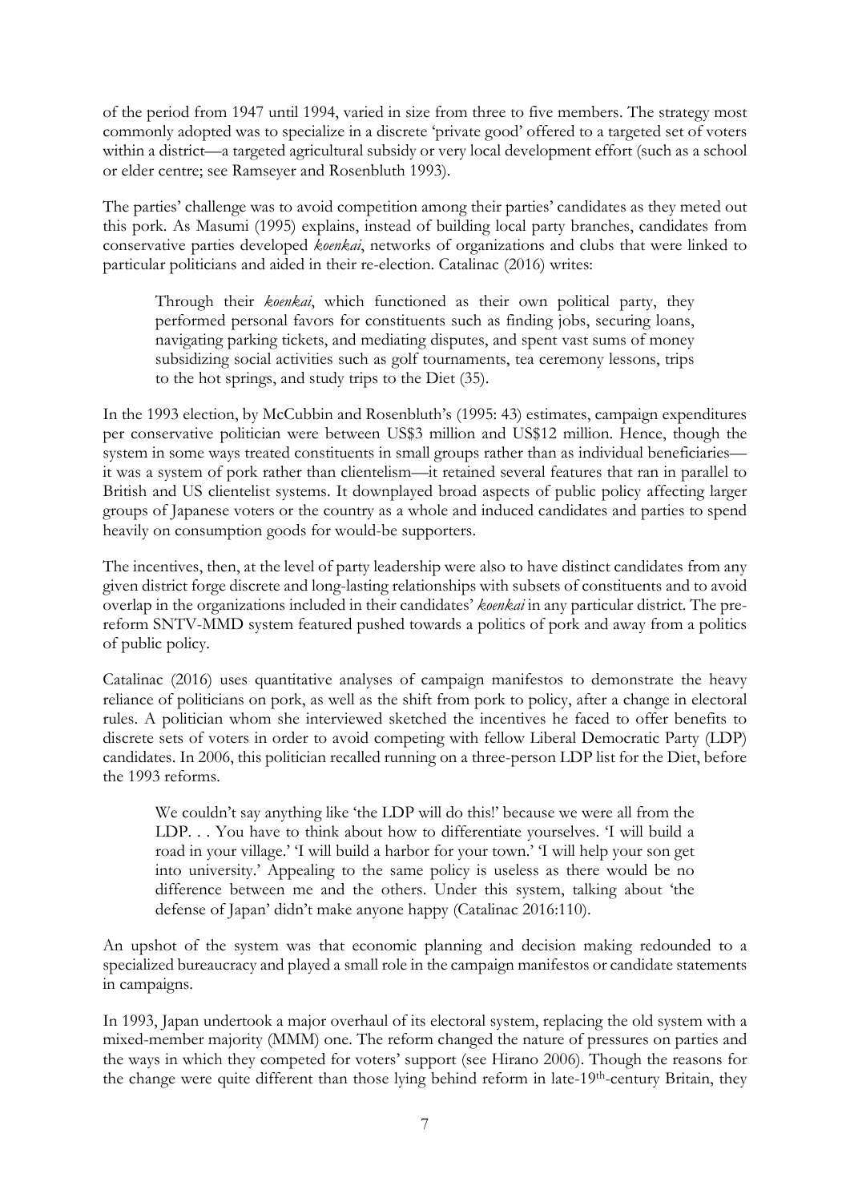of the period from 1947 until 1994, varied in size from three to five members. The strategy most commonly adopted was to specialize in a discrete 'private good' offered to a targeted set of voters within a district—a targeted agricultural subsidy or very local development effort (such as a school or elder centre; see Ramseyer and Rosenbluth 1993).

The parties' challenge was to avoid competition among their parties' candidates as they meted out this pork. As Masumi (1995) explains, instead of building local party branches, candidates from conservative parties developed *koenkai*, networks of organizations and clubs that were linked to particular politicians and aided in their re-election. Catalinac (2016) writes:

> Through their *koenkai*, which functioned as their own political party, they performed personal favors for constituents such as finding jobs, securing loans, navigating parking tickets, and mediating disputes, and spent vast sums of money subsidizing social activities such as golf tournaments, tea ceremony lessons, trips to the hot springs, and study trips to the Diet (35).

In the 1993 election, by McCubbin and Rosenbluth's (1995: 43) estimates, campaign expenditures per conservative politician were between US$3 million and US$12 million. Hence, though the system in some ways treated constituents in small groups rather than as individual beneficiaries—it was a system of pork rather than clientelism—it retained several features that ran in parallel to British and US clientelist systems. It downplayed broad aspects of public policy affecting larger groups of Japanese voters or the country as a whole and induced candidates and parties to spend heavily on consumption goods for would-be supporters.

The incentives, then, at the level of party leadership were also to have distinct candidates from any given district forge discrete and long-lasting relationships with subsets of constituents and to avoid overlap in the organizations included in their candidates' *koenkai* in any particular district. The pre-reform SNTV-MMD system featured pushed towards a politics of pork and away from a politics of public policy.

Catalinac (2016) uses quantitative analyses of campaign manifestos to demonstrate the heavy reliance of politicians on pork, as well as the shift from pork to policy, after a change in electoral rules. A politician whom she interviewed sketched the incentives he faced to offer benefits to discrete sets of voters in order to avoid competing with fellow Liberal Democratic Party (LDP) candidates. In 2006, this politician recalled running on a three-person LDP list for the Diet, before the 1993 reforms.

> We couldn't say anything like 'the LDP will do this!' because we were all from the LDP. . . You have to think about how to differentiate yourselves. 'I will build a road in your village.' 'I will build a harbor for your town.' 'I will help your son get into university.' Appealing to the same policy is useless as there would be no difference between me and the others. Under this system, talking about 'the defense of Japan' didn't make anyone happy (Catalinac 2016:110).

An upshot of the system was that economic planning and decision making redounded to a specialized bureaucracy and played a small role in the campaign manifestos or candidate statements in campaigns.

In 1993, Japan undertook a major overhaul of its electoral system, replacing the old system with a mixed-member majority (MMM) one. The reform changed the nature of pressures on parties and the ways in which they competed for voters' support (see Hirano 2006). Though the reasons for the change were quite different than those lying behind reform in late-19th-century Britain, they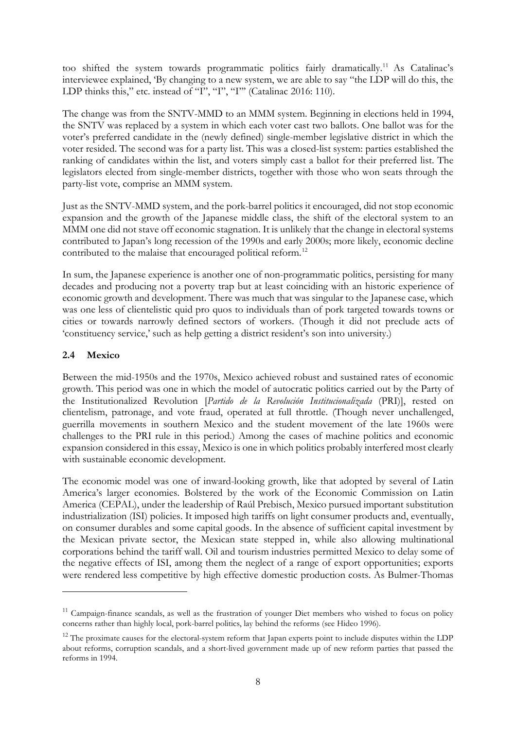too shifted the system towards programmatic politics fairly dramatically.[11] As Catalinac's interviewee explained, 'By changing to a new system, we are able to say "the LDP will do this, the LDP thinks this," etc. instead of "I", "I", "I"' (Catalinac 2016: 110).

The change was from the SNTV-MMD to an MMM system. Beginning in elections held in 1994, the SNTV was replaced by a system in which each voter cast two ballots. One ballot was for the voter's preferred candidate in the (newly defined) single-member legislative district in which the voter resided. The second was for a party list. This was a closed-list system: parties established the ranking of candidates within the list, and voters simply cast a ballot for their preferred list. The legislators elected from single-member districts, together with those who won seats through the party-list vote, comprise an MMM system.

Just as the SNTV-MMD system, and the pork-barrel politics it encouraged, did not stop economic expansion and the growth of the Japanese middle class, the shift of the electoral system to an MMM one did not stave off economic stagnation. It is unlikely that the change in electoral systems contributed to Japan's long recession of the 1990s and early 2000s; more likely, economic decline contributed to the malaise that encouraged political reform.[12]

In sum, the Japanese experience is another one of non-programmatic politics, persisting for many decades and producing not a poverty trap but at least coinciding with an historic experience of economic growth and development. There was much that was singular to the Japanese case, which was one less of clientelistic quid pro quos to individuals than of pork targeted towards towns or cities or towards narrowly defined sectors of workers. (Though it did not preclude acts of 'constituency service,' such as help getting a district resident's son into university.)

## 2.4 Mexico

Between the mid-1950s and the 1970s, Mexico achieved robust and sustained rates of economic growth. This period was one in which the model of autocratic politics carried out by the Party of the Institutionalized Revolution [*Partido de la Revolución Institucionalizada* (PRI)], rested on clientelism, patronage, and vote fraud, operated at full throttle. (Though never unchallenged, guerrilla movements in southern Mexico and the student movement of the late 1960s were challenges to the PRI rule in this period.) Among the cases of machine politics and economic expansion considered in this essay, Mexico is one in which politics probably interfered most clearly with sustainable economic development.

The economic model was one of inward-looking growth, like that adopted by several of Latin America's larger economies. Bolstered by the work of the Economic Commission on Latin America (CEPAL), under the leadership of Raúl Prebisch, Mexico pursued important substitution industrialization (ISI) policies. It imposed high tariffs on light consumer products and, eventually, on consumer durables and some capital goods. In the absence of sufficient capital investment by the Mexican private sector, the Mexican state stepped in, while also allowing multinational corporations behind the tariff wall. Oil and tourism industries permitted Mexico to delay some of the negative effects of ISI, among them the neglect of a range of export opportunities; exports were rendered less competitive by high effective domestic production costs. As Bulmer-Thomas

---

[11] Campaign-finance scandals, as well as the frustration of younger Diet members who wished to focus on policy concerns rather than highly local, pork-barrel politics, lay behind the reforms (see Hideo 1996).

[12] The proximate causes for the electoral-system reform that Japan experts point to include disputes within the LDP about reforms, corruption scandals, and a short-lived government made up of new reform parties that passed the reforms in 1994.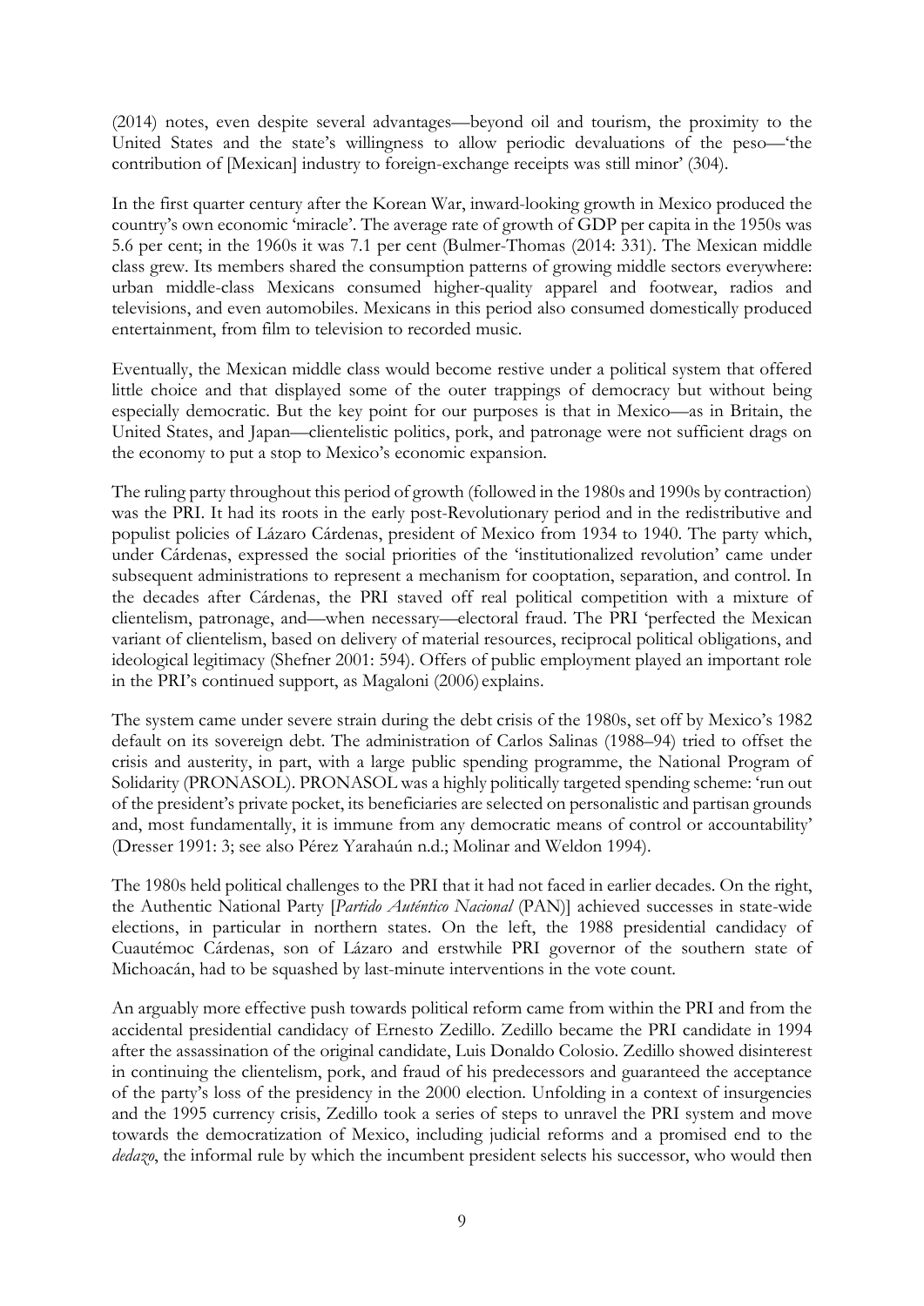(2014) notes, even despite several advantages—beyond oil and tourism, the proximity to the United States and the state's willingness to allow periodic devaluations of the peso—'the contribution of [Mexican] industry to foreign-exchange receipts was still minor' (304).

In the first quarter century after the Korean War, inward-looking growth in Mexico produced the country's own economic 'miracle'. The average rate of growth of GDP per capita in the 1950s was 5.6 per cent; in the 1960s it was 7.1 per cent (Bulmer-Thomas (2014: 331). The Mexican middle class grew. Its members shared the consumption patterns of growing middle sectors everywhere: urban middle-class Mexicans consumed higher-quality apparel and footwear, radios and televisions, and even automobiles. Mexicans in this period also consumed domestically produced entertainment, from film to television to recorded music.

Eventually, the Mexican middle class would become restive under a political system that offered little choice and that displayed some of the outer trappings of democracy but without being especially democratic. But the key point for our purposes is that in Mexico—as in Britain, the United States, and Japan—clientelistic politics, pork, and patronage were not sufficient drags on the economy to put a stop to Mexico's economic expansion.

The ruling party throughout this period of growth (followed in the 1980s and 1990s by contraction) was the PRI. It had its roots in the early post-Revolutionary period and in the redistributive and populist policies of Lázaro Cárdenas, president of Mexico from 1934 to 1940. The party which, under Cárdenas, expressed the social priorities of the 'institutionalized revolution' came under subsequent administrations to represent a mechanism for cooptation, separation, and control. In the decades after Cárdenas, the PRI staved off real political competition with a mixture of clientelism, patronage, and—when necessary—electoral fraud. The PRI 'perfected the Mexican variant of clientelism, based on delivery of material resources, reciprocal political obligations, and ideological legitimacy (Shefner 2001: 594). Offers of public employment played an important role in the PRI's continued support, as Magaloni (2006) explains.

The system came under severe strain during the debt crisis of the 1980s, set off by Mexico's 1982 default on its sovereign debt. The administration of Carlos Salinas (1988–94) tried to offset the crisis and austerity, in part, with a large public spending programme, the National Program of Solidarity (PRONASOL). PRONASOL was a highly politically targeted spending scheme: 'run out of the president's private pocket, its beneficiaries are selected on personalistic and partisan grounds and, most fundamentally, it is immune from any democratic means of control or accountability' (Dresser 1991: 3; see also Pérez Yarahaún n.d.; Molinar and Weldon 1994).

The 1980s held political challenges to the PRI that it had not faced in earlier decades. On the right, the Authentic National Party [*Partido Auténtico Nacional* (PAN)] achieved successes in state-wide elections, in particular in northern states. On the left, the 1988 presidential candidacy of Cuautémoc Cárdenas, son of Lázaro and erstwhile PRI governor of the southern state of Michoacán, had to be squashed by last-minute interventions in the vote count.

An arguably more effective push towards political reform came from within the PRI and from the accidental presidential candidacy of Ernesto Zedillo. Zedillo became the PRI candidate in 1994 after the assassination of the original candidate, Luis Donaldo Colosio. Zedillo showed disinterest in continuing the clientelism, pork, and fraud of his predecessors and guaranteed the acceptance of the party's loss of the presidency in the 2000 election. Unfolding in a context of insurgencies and the 1995 currency crisis, Zedillo took a series of steps to unravel the PRI system and move towards the democratization of Mexico, including judicial reforms and a promised end to the *dedazo*, the informal rule by which the incumbent president selects his successor, who would then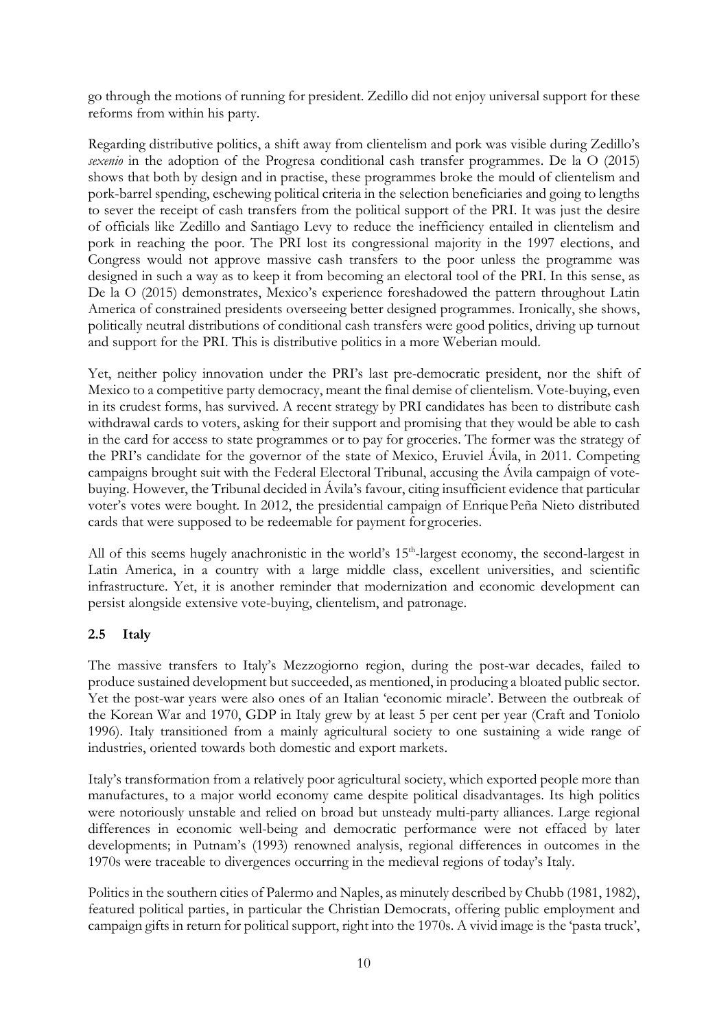go through the motions of running for president. Zedillo did not enjoy universal support for these reforms from within his party.

Regarding distributive politics, a shift away from clientelism and pork was visible during Zedillo's *sexenio* in the adoption of the Progresa conditional cash transfer programmes. De la O (2015) shows that both by design and in practise, these programmes broke the mould of clientelism and pork-barrel spending, eschewing political criteria in the selection beneficiaries and going to lengths to sever the receipt of cash transfers from the political support of the PRI. It was just the desire of officials like Zedillo and Santiago Levy to reduce the inefficiency entailed in clientelism and pork in reaching the poor. The PRI lost its congressional majority in the 1997 elections, and Congress would not approve massive cash transfers to the poor unless the programme was designed in such a way as to keep it from becoming an electoral tool of the PRI. In this sense, as De la O (2015) demonstrates, Mexico's experience foreshadowed the pattern throughout Latin America of constrained presidents overseeing better designed programmes. Ironically, she shows, politically neutral distributions of conditional cash transfers were good politics, driving up turnout and support for the PRI. This is distributive politics in a more Weberian mould.

Yet, neither policy innovation under the PRI's last pre-democratic president, nor the shift of Mexico to a competitive party democracy, meant the final demise of clientelism. Vote-buying, even in its crudest forms, has survived. A recent strategy by PRI candidates has been to distribute cash withdrawal cards to voters, asking for their support and promising that they would be able to cash in the card for access to state programmes or to pay for groceries. The former was the strategy of the PRI's candidate for the governor of the state of Mexico, Eruviel Ávila, in 2011. Competing campaigns brought suit with the Federal Electoral Tribunal, accusing the Ávila campaign of vote-buying. However, the Tribunal decided in Ávila's favour, citing insufficient evidence that particular voter's votes were bought. In 2012, the presidential campaign of Enrique Peña Nieto distributed cards that were supposed to be redeemable for payment for groceries.

All of this seems hugely anachronistic in the world's 15th-largest economy, the second-largest in Latin America, in a country with a large middle class, excellent universities, and scientific infrastructure. Yet, it is another reminder that modernization and economic development can persist alongside extensive vote-buying, clientelism, and patronage.

## 2.5 Italy

The massive transfers to Italy's Mezzogiorno region, during the post-war decades, failed to produce sustained development but succeeded, as mentioned, in producing a bloated public sector. Yet the post-war years were also ones of an Italian 'economic miracle'. Between the outbreak of the Korean War and 1970, GDP in Italy grew by at least 5 per cent per year (Craft and Toniolo 1996). Italy transitioned from a mainly agricultural society to one sustaining a wide range of industries, oriented towards both domestic and export markets.

Italy's transformation from a relatively poor agricultural society, which exported people more than manufactures, to a major world economy came despite political disadvantages. Its high politics were notoriously unstable and relied on broad but unsteady multi-party alliances. Large regional differences in economic well-being and democratic performance were not effaced by later developments; in Putnam's (1993) renowned analysis, regional differences in outcomes in the 1970s were traceable to divergences occurring in the medieval regions of today's Italy.

Politics in the southern cities of Palermo and Naples, as minutely described by Chubb (1981, 1982), featured political parties, in particular the Christian Democrats, offering public employment and campaign gifts in return for political support, right into the 1970s. A vivid image is the 'pasta truck',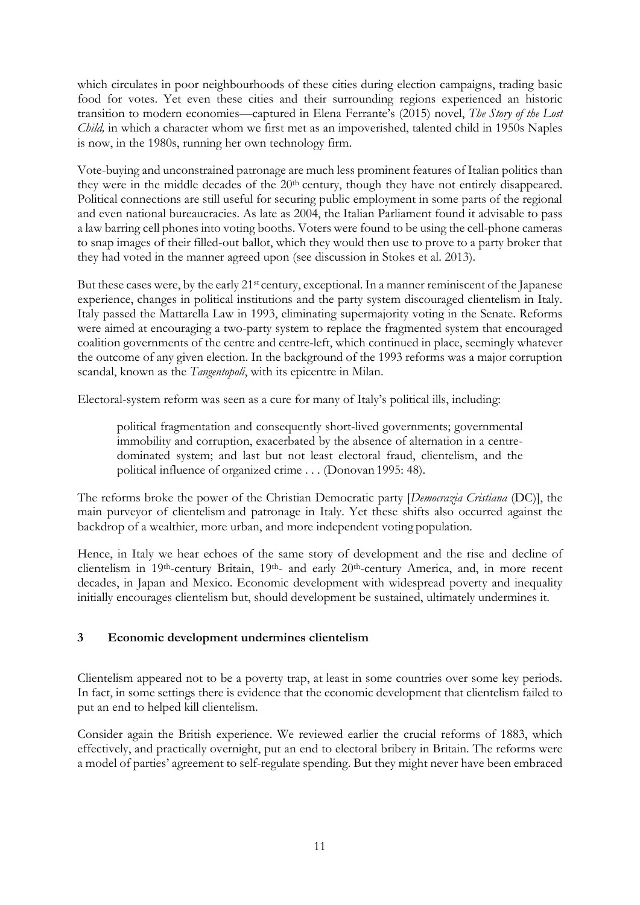which circulates in poor neighbourhoods of these cities during election campaigns, trading basic food for votes. Yet even these cities and their surrounding regions experienced an historic transition to modern economies—captured in Elena Ferrante's (2015) novel, *The Story of the Lost Child,* in which a character whom we first met as an impoverished, talented child in 1950s Naples is now, in the 1980s, running her own technology firm.

Vote-buying and unconstrained patronage are much less prominent features of Italian politics than they were in the middle decades of the 20th century, though they have not entirely disappeared. Political connections are still useful for securing public employment in some parts of the regional and even national bureaucracies. As late as 2004, the Italian Parliament found it advisable to pass a law barring cell phones into voting booths. Voters were found to be using the cell-phone cameras to snap images of their filled-out ballot, which they would then use to prove to a party broker that they had voted in the manner agreed upon (see discussion in Stokes et al. 2013).

But these cases were, by the early 21st century, exceptional. In a manner reminiscent of the Japanese experience, changes in political institutions and the party system discouraged clientelism in Italy. Italy passed the Mattarella Law in 1993, eliminating supermajority voting in the Senate. Reforms were aimed at encouraging a two-party system to replace the fragmented system that encouraged coalition governments of the centre and centre-left, which continued in place, seemingly whatever the outcome of any given election. In the background of the 1993 reforms was a major corruption scandal, known as the *Tangentopoli*, with its epicentre in Milan.

Electoral-system reform was seen as a cure for many of Italy's political ills, including:

> political fragmentation and consequently short-lived governments; governmental immobility and corruption, exacerbated by the absence of alternation in a centre-dominated system; and last but not least electoral fraud, clientelism, and the political influence of organized crime . . . (Donovan 1995: 48).

The reforms broke the power of the Christian Democratic party [*Democrazia Cristiana* (DC)], the main purveyor of clientelism and patronage in Italy. Yet these shifts also occurred against the backdrop of a wealthier, more urban, and more independent voting population.

Hence, in Italy we hear echoes of the same story of development and the rise and decline of clientelism in 19th-century Britain, 19th- and early 20th-century America, and, in more recent decades, in Japan and Mexico. Economic development with widespread poverty and inequality initially encourages clientelism but, should development be sustained, ultimately undermines it.

## 3 Economic development undermines clientelism

Clientelism appeared not to be a poverty trap, at least in some countries over some key periods. In fact, in some settings there is evidence that the economic development that clientelism failed to put an end to helped kill clientelism.

Consider again the British experience. We reviewed earlier the crucial reforms of 1883, which effectively, and practically overnight, put an end to electoral bribery in Britain. The reforms were a model of parties' agreement to self-regulate spending. But they might never have been embraced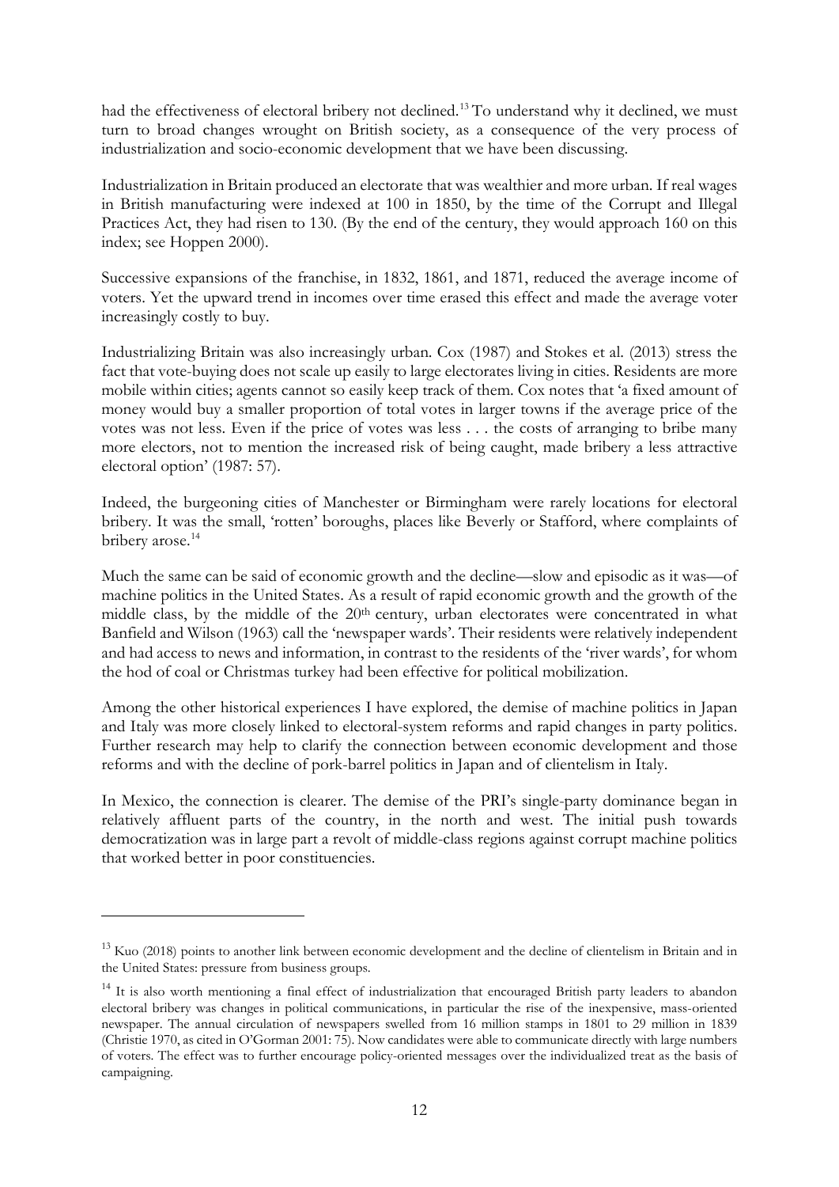had the effectiveness of electoral bribery not declined.[13] To understand why it declined, we must turn to broad changes wrought on British society, as a consequence of the very process of industrialization and socio-economic development that we have been discussing.

Industrialization in Britain produced an electorate that was wealthier and more urban. If real wages in British manufacturing were indexed at 100 in 1850, by the time of the Corrupt and Illegal Practices Act, they had risen to 130. (By the end of the century, they would approach 160 on this index; see Hoppen 2000).

Successive expansions of the franchise, in 1832, 1861, and 1871, reduced the average income of voters. Yet the upward trend in incomes over time erased this effect and made the average voter increasingly costly to buy.

Industrializing Britain was also increasingly urban. Cox (1987) and Stokes et al. (2013) stress the fact that vote-buying does not scale up easily to large electorates living in cities. Residents are more mobile within cities; agents cannot so easily keep track of them. Cox notes that 'a fixed amount of money would buy a smaller proportion of total votes in larger towns if the average price of the votes was not less. Even if the price of votes was less . . . the costs of arranging to bribe many more electors, not to mention the increased risk of being caught, made bribery a less attractive electoral option' (1987: 57).

Indeed, the burgeoning cities of Manchester or Birmingham were rarely locations for electoral bribery. It was the small, 'rotten' boroughs, places like Beverly or Stafford, where complaints of bribery arose.[14]

Much the same can be said of economic growth and the decline—slow and episodic as it was—of machine politics in the United States. As a result of rapid economic growth and the growth of the middle class, by the middle of the 20th century, urban electorates were concentrated in what Banfield and Wilson (1963) call the 'newspaper wards'. Their residents were relatively independent and had access to news and information, in contrast to the residents of the 'river wards', for whom the hod of coal or Christmas turkey had been effective for political mobilization.

Among the other historical experiences I have explored, the demise of machine politics in Japan and Italy was more closely linked to electoral-system reforms and rapid changes in party politics. Further research may help to clarify the connection between economic development and those reforms and with the decline of pork-barrel politics in Japan and of clientelism in Italy.

In Mexico, the connection is clearer. The demise of the PRI's single-party dominance began in relatively affluent parts of the country, in the north and west. The initial push towards democratization was in large part a revolt of middle-class regions against corrupt machine politics that worked better in poor constituencies.

---

[13] Kuo (2018) points to another link between economic development and the decline of clientelism in Britain and in the United States: pressure from business groups.

[14] It is also worth mentioning a final effect of industrialization that encouraged British party leaders to abandon electoral bribery was changes in political communications, in particular the rise of the inexpensive, mass-oriented newspaper. The annual circulation of newspapers swelled from 16 million stamps in 1801 to 29 million in 1839 (Christie 1970, as cited in O'Gorman 2001: 75). Now candidates were able to communicate directly with large numbers of voters. The effect was to further encourage policy-oriented messages over the individualized treat as the basis of campaigning.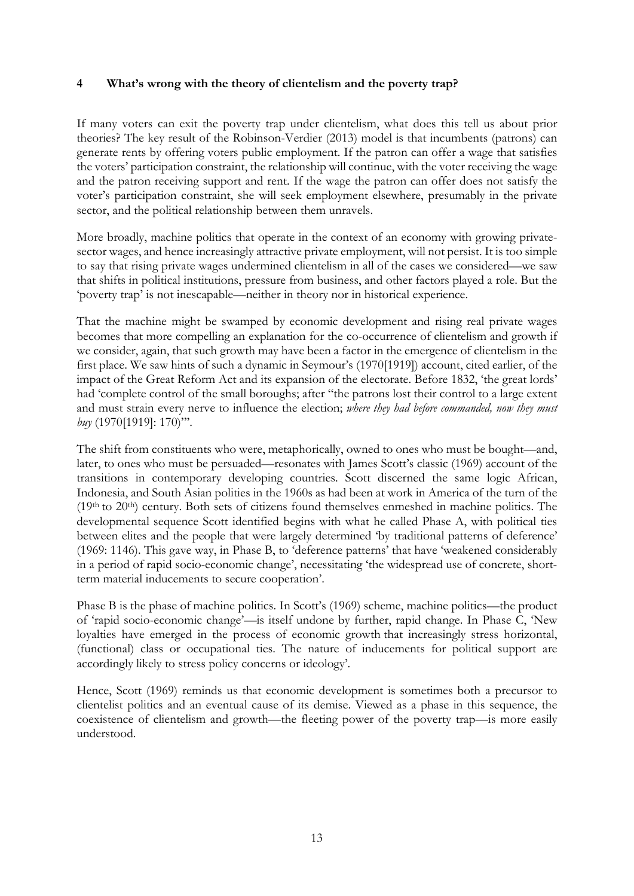## 4 What's wrong with the theory of clientelism and the poverty trap?

If many voters can exit the poverty trap under clientelism, what does this tell us about prior theories? The key result of the Robinson-Verdier (2013) model is that incumbents (patrons) can generate rents by offering voters public employment. If the patron can offer a wage that satisfies the voters' participation constraint, the relationship will continue, with the voter receiving the wage and the patron receiving support and rent. If the wage the patron can offer does not satisfy the voter's participation constraint, she will seek employment elsewhere, presumably in the private sector, and the political relationship between them unravels.

More broadly, machine politics that operate in the context of an economy with growing private-sector wages, and hence increasingly attractive private employment, will not persist. It is too simple to say that rising private wages undermined clientelism in all of the cases we considered—we saw that shifts in political institutions, pressure from business, and other factors played a role. But the 'poverty trap' is not inescapable—neither in theory nor in historical experience.

That the machine might be swamped by economic development and rising real private wages becomes that more compelling an explanation for the co-occurrence of clientelism and growth if we consider, again, that such growth may have been a factor in the emergence of clientelism in the first place. We saw hints of such a dynamic in Seymour's (1970[1919]) account, cited earlier, of the impact of the Great Reform Act and its expansion of the electorate. Before 1832, 'the great lords' had 'complete control of the small boroughs; after "the patrons lost their control to a large extent and must strain every nerve to influence the election; *where they had before commanded, now they must buy* (1970[1919]: 170)"'.

The shift from constituents who were, metaphorically, owned to ones who must be bought—and, later, to ones who must be persuaded—resonates with James Scott's classic (1969) account of the transitions in contemporary developing countries. Scott discerned the same logic African, Indonesia, and South Asian polities in the 1960s as had been at work in America of the turn of the (19th to 20th) century. Both sets of citizens found themselves enmeshed in machine politics. The developmental sequence Scott identified begins with what he called Phase A, with political ties between elites and the people that were largely determined 'by traditional patterns of deference' (1969: 1146). This gave way, in Phase B, to 'deference patterns' that have 'weakened considerably in a period of rapid socio-economic change', necessitating 'the widespread use of concrete, short-term material inducements to secure cooperation'.

Phase B is the phase of machine politics. In Scott's (1969) scheme, machine politics—the product of 'rapid socio-economic change'—is itself undone by further, rapid change. In Phase C, 'New loyalties have emerged in the process of economic growth that increasingly stress horizontal, (functional) class or occupational ties. The nature of inducements for political support are accordingly likely to stress policy concerns or ideology'.

Hence, Scott (1969) reminds us that economic development is sometimes both a precursor to clientelist politics and an eventual cause of its demise. Viewed as a phase in this sequence, the coexistence of clientelism and growth—the fleeting power of the poverty trap—is more easily understood.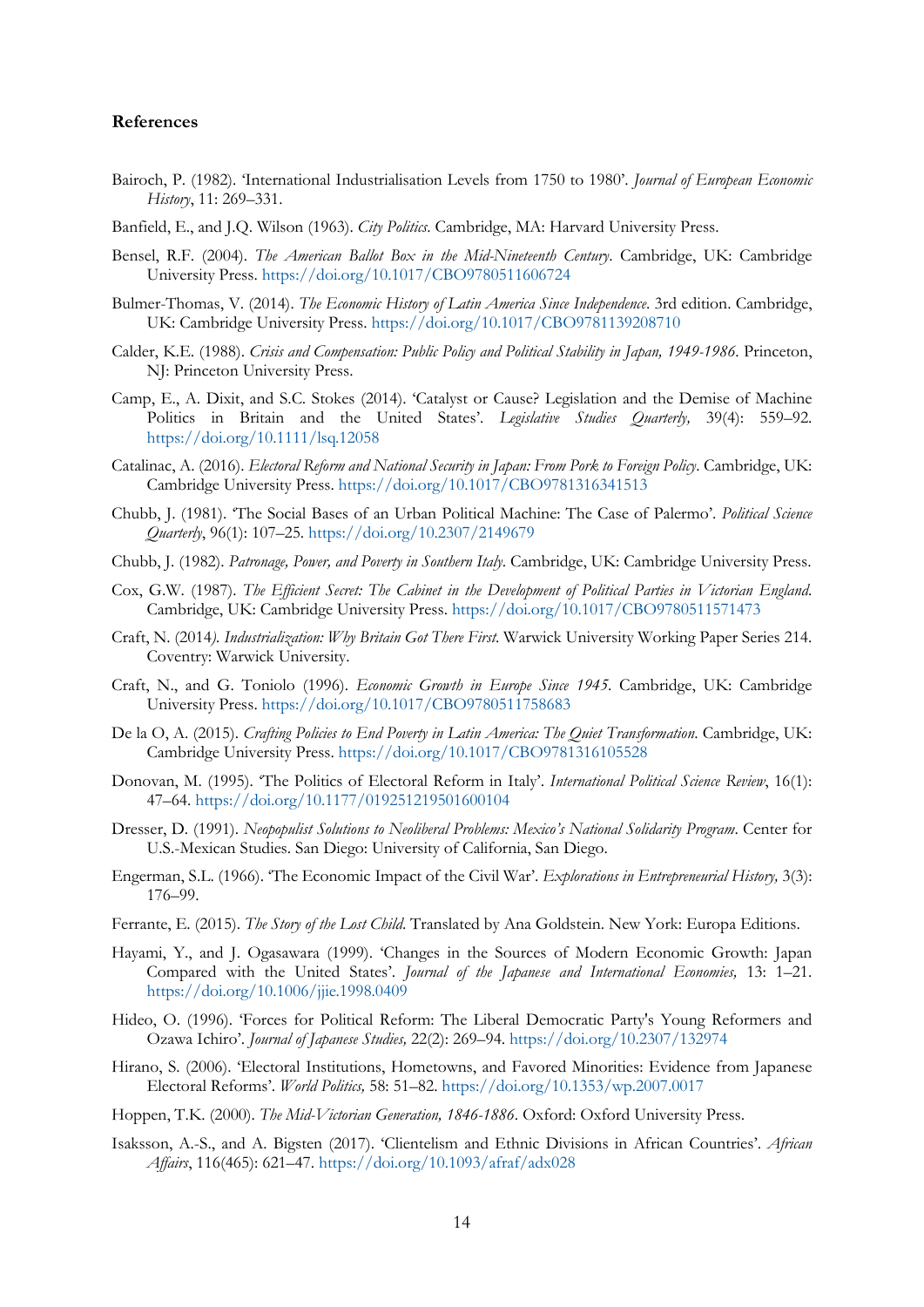## References

Bairoch, P. (1982). 'International Industrialisation Levels from 1750 to 1980'. *Journal of European Economic History*, 11: 269–331.

Banfield, E., and J.Q. Wilson (1963). *City Politics*. Cambridge, MA: Harvard University Press.

Bensel, R.F. (2004). *The American Ballot Box in the Mid-Nineteenth Century*. Cambridge, UK: Cambridge University Press. https://doi.org/10.1017/CBO9780511606724

Bulmer-Thomas, V. (2014). *The Economic History of Latin America Since Independence*. 3rd edition. Cambridge, UK: Cambridge University Press. https://doi.org/10.1017/CBO9781139208710

Calder, K.E. (1988). *Crisis and Compensation: Public Policy and Political Stability in Japan, 1949-1986*. Princeton, NJ: Princeton University Press.

Camp, E., A. Dixit, and S.C. Stokes (2014). 'Catalyst or Cause? Legislation and the Demise of Machine Politics in Britain and the United States'. *Legislative Studies Quarterly,* 39(4): 559–92. https://doi.org/10.1111/lsq.12058

Catalinac, A. (2016). *Electoral Reform and National Security in Japan: From Pork to Foreign Policy*. Cambridge, UK: Cambridge University Press. https://doi.org/10.1017/CBO9781316341513

Chubb, J. (1981). 'The Social Bases of an Urban Political Machine: The Case of Palermo'. *Political Science Quarterly*, 96(1): 107–25. https://doi.org/10.2307/2149679

Chubb, J. (1982). *Patronage, Power, and Poverty in Southern Italy*. Cambridge, UK: Cambridge University Press.

Cox, G.W. (1987). *The Efficient Secret: The Cabinet in the Development of Political Parties in Victorian England*. Cambridge, UK: Cambridge University Press. https://doi.org/10.1017/CBO9780511571473

Craft, N. (2014). *Industrialization: Why Britain Got There First*. Warwick University Working Paper Series 214. Coventry: Warwick University.

Craft, N., and G. Toniolo (1996). *Economic Growth in Europe Since 1945*. Cambridge, UK: Cambridge University Press. https://doi.org/10.1017/CBO9780511758683

De la O, A. (2015). *Crafting Policies to End Poverty in Latin America: The Quiet Transformation*. Cambridge, UK: Cambridge University Press. https://doi.org/10.1017/CBO9781316105528

Donovan, M. (1995). 'The Politics of Electoral Reform in Italy'. *International Political Science Review*, 16(1): 47–64. https://doi.org/10.1177/019251219501600104

Dresser, D. (1991). *Neopopulist Solutions to Neoliberal Problems: Mexico's National Solidarity Program*. Center for U.S.-Mexican Studies. San Diego: University of California, San Diego.

Engerman, S.L. (1966). 'The Economic Impact of the Civil War'. *Explorations in Entrepreneurial History,* 3(3): 176–99.

Ferrante, E. (2015). *The Story of the Lost Child*. Translated by Ana Goldstein. New York: Europa Editions.

Hayami, Y., and J. Ogasawara (1999). 'Changes in the Sources of Modern Economic Growth: Japan Compared with the United States'. *Journal of the Japanese and International Economies,* 13: 1–21. https://doi.org/10.1006/jjie.1998.0409

Hideo, O. (1996). 'Forces for Political Reform: The Liberal Democratic Party's Young Reformers and Ozawa Ichiro'. *Journal of Japanese Studies,* 22(2): 269–94. https://doi.org/10.2307/132974

Hirano, S. (2006). 'Electoral Institutions, Hometowns, and Favored Minorities: Evidence from Japanese Electoral Reforms'. *World Politics,* 58: 51–82. https://doi.org/10.1353/wp.2007.0017

Hoppen, T.K. (2000). *The Mid-Victorian Generation, 1846-1886*. Oxford: Oxford University Press.

Isaksson, A.-S., and A. Bigsten (2017). 'Clientelism and Ethnic Divisions in African Countries'. *African Affairs*, 116(465): 621–47. https://doi.org/10.1093/afraf/adx028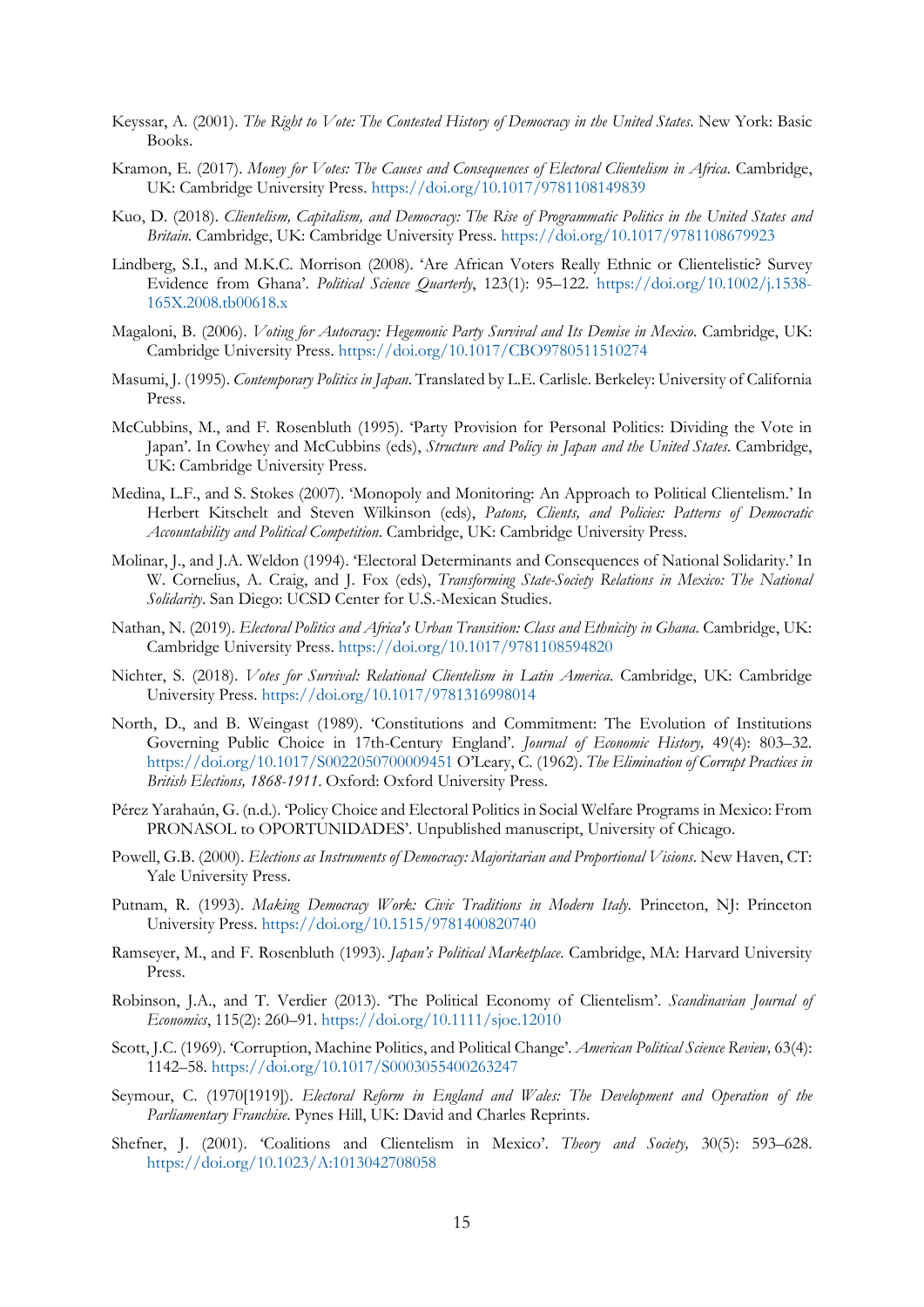Keyssar, A. (2001). *The Right to Vote: The Contested History of Democracy in the United States*. New York: Basic Books.

Kramon, E. (2017). *Money for Votes: The Causes and Consequences of Electoral Clientelism in Africa*. Cambridge, UK: Cambridge University Press. https://doi.org/10.1017/9781108149839

Kuo, D. (2018). *Clientelism, Capitalism, and Democracy: The Rise of Programmatic Politics in the United States and Britain*. Cambridge, UK: Cambridge University Press. https://doi.org/10.1017/9781108679923

Lindberg, S.I., and M.K.C. Morrison (2008). 'Are African Voters Really Ethnic or Clientelistic? Survey Evidence from Ghana'. *Political Science Quarterly*, 123(1): 95–122. https://doi.org/10.1002/j.1538-165X.2008.tb00618.x

Magaloni, B. (2006). *Voting for Autocracy: Hegemonic Party Survival and Its Demise in Mexico*. Cambridge, UK: Cambridge University Press. https://doi.org/10.1017/CBO9780511510274

Masumi, J. (1995). *Contemporary Politics in Japan*. Translated by L.E. Carlisle. Berkeley: University of California Press.

McCubbins, M., and F. Rosenbluth (1995). 'Party Provision for Personal Politics: Dividing the Vote in Japan'. In Cowhey and McCubbins (eds), *Structure and Policy in Japan and the United States*. Cambridge, UK: Cambridge University Press.

Medina, L.F., and S. Stokes (2007). 'Monopoly and Monitoring: An Approach to Political Clientelism.' In Herbert Kitschelt and Steven Wilkinson (eds), *Patons, Clients, and Policies: Patterns of Democratic Accountability and Political Competition*. Cambridge, UK: Cambridge University Press.

Molinar, J., and J.A. Weldon (1994). 'Electoral Determinants and Consequences of National Solidarity.' In W. Cornelius, A. Craig, and J. Fox (eds), *Transforming State-Society Relations in Mexico: The National Solidarity*. San Diego: UCSD Center for U.S.-Mexican Studies.

Nathan, N. (2019). *Electoral Politics and Africa's Urban Transition: Class and Ethnicity in Ghana*. Cambridge, UK: Cambridge University Press. https://doi.org/10.1017/9781108594820

Nichter, S. (2018). *Votes for Survival: Relational Clientelism in Latin America*. Cambridge, UK: Cambridge University Press. https://doi.org/10.1017/9781316998014

North, D., and B. Weingast (1989). 'Constitutions and Commitment: The Evolution of Institutions Governing Public Choice in 17th-Century England'. *Journal of Economic History,* 49(4): 803–32. https://doi.org/10.1017/S0022050700009451 O'Leary, C. (1962). *The Elimination of Corrupt Practices in British Elections, 1868-1911*. Oxford: Oxford University Press.

Pérez Yarahaún, G. (n.d.). 'Policy Choice and Electoral Politics in Social Welfare Programs in Mexico: From PRONASOL to OPORTUNIDADES'. Unpublished manuscript, University of Chicago.

Powell, G.B. (2000). *Elections as Instruments of Democracy: Majoritarian and Proportional Visions*. New Haven, CT: Yale University Press.

Putnam, R. (1993). *Making Democracy Work: Civic Traditions in Modern Italy*. Princeton, NJ: Princeton University Press. https://doi.org/10.1515/9781400820740

Ramseyer, M., and F. Rosenbluth (1993). *Japan's Political Marketplace*. Cambridge, MA: Harvard University Press.

Robinson, J.A., and T. Verdier (2013). 'The Political Economy of Clientelism'. *Scandinavian Journal of Economics*, 115(2): 260–91. https://doi.org/10.1111/sjoe.12010

Scott, J.C. (1969). 'Corruption, Machine Politics, and Political Change'. *American Political Science Review,* 63(4): 1142–58. https://doi.org/10.1017/S0003055400263247

Seymour, C. (1970[1919]). *Electoral Reform in England and Wales: The Development and Operation of the Parliamentary Franchise*. Pynes Hill, UK: David and Charles Reprints.

Shefner, J. (2001). 'Coalitions and Clientelism in Mexico'. *Theory and Society,* 30(5): 593–628. https://doi.org/10.1023/A:1013042708058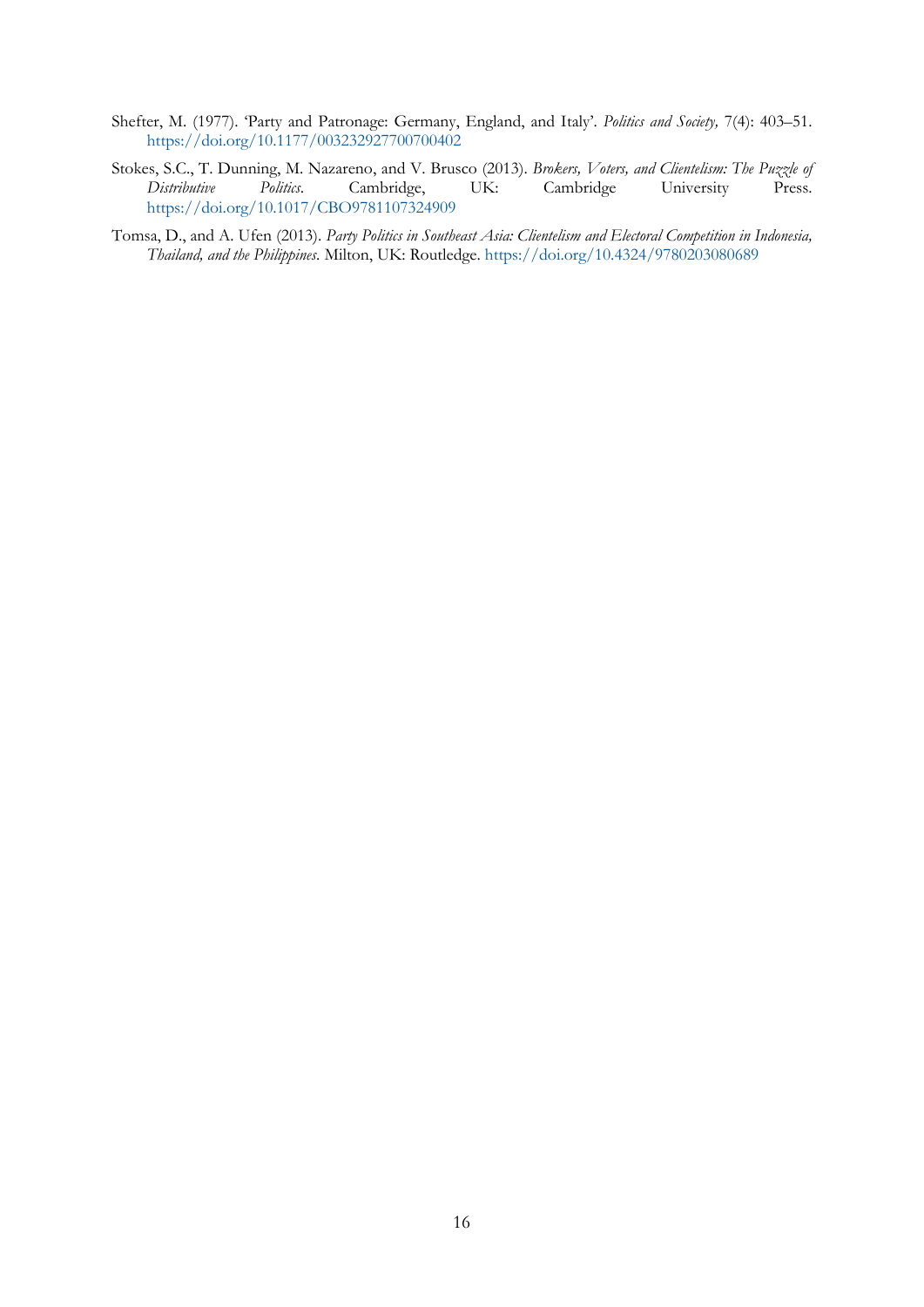Shefter, M. (1977). 'Party and Patronage: Germany, England, and Italy'. *Politics and Society,* 7(4): 403–51. https://doi.org/10.1177/003232927700700402

Stokes, S.C., T. Dunning, M. Nazareno, and V. Brusco (2013). *Brokers, Voters, and Clientelism: The Puzzle of Distributive Politics*. Cambridge, UK: Cambridge University Press. https://doi.org/10.1017/CBO9781107324909

Tomsa, D., and A. Ufen (2013). *Party Politics in Southeast Asia: Clientelism and Electoral Competition in Indonesia, Thailand, and the Philippines*. Milton, UK: Routledge. https://doi.org/10.4324/9780203080689